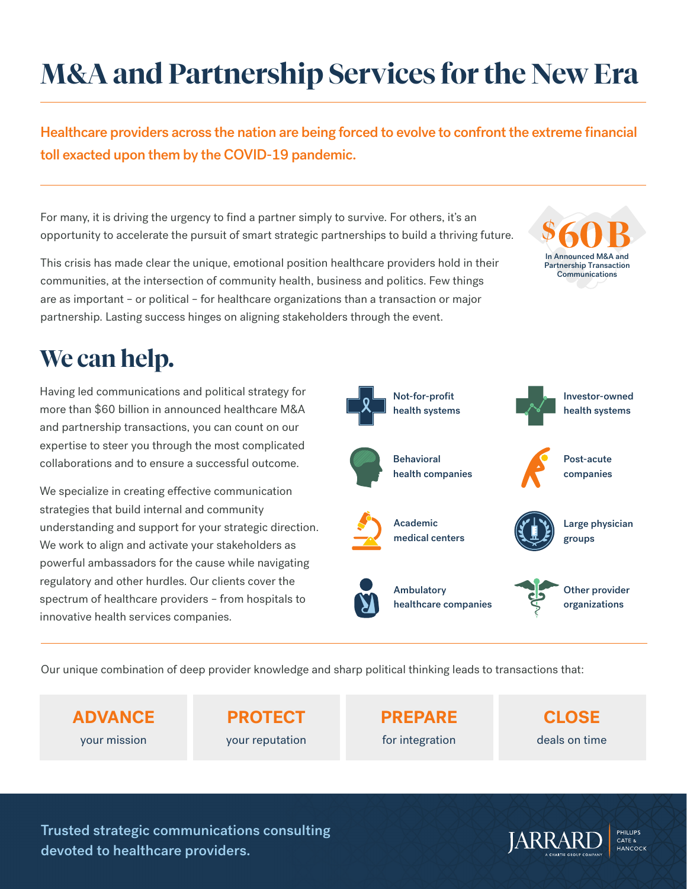# M&A and Partnership Services for the New Era

**Healthcare providers across the nation are being forced to evolve to confront the extreme financial toll exacted upon them by the COVID-19 pandemic.**

For many, it is driving the urgency to find a partner simply to survive. For others, it's an opportunity to accelerate the pursuit of smart strategic partnerships to build a thriving future.

This crisis has made clear the unique, emotional position healthcare providers hold in their communities, at the intersection of community health, business and politics. Few things are as important – or political – for healthcare organizations than a transaction or major partnership. Lasting success hinges on aligning stakeholders through the event.

**$60B**
In Announced M&A and Partnership Transaction Communications

## We can help.

Having led communications and political strategy for more than $60 billion in announced healthcare M&A and partnership transactions, you can count on our expertise to steer you through the most complicated collaborations and to ensure a successful outcome.

We specialize in creating effective communication strategies that build internal and community understanding and support for your strategic direction. We work to align and activate your stakeholders as powerful ambassadors for the cause while navigating regulatory and other hurdles. Our clients cover the spectrum of healthcare providers – from hospitals to innovative health services companies.

- Not-for-profit health systems
- Investor-owned health systems
- Behavioral health companies
- Post-acute companies
- Academic medical centers
- Large physician groups
- Ambulatory healthcare companies
- Other provider organizations

Our unique combination of deep provider knowledge and sharp political thinking leads to transactions that:

**ADVANCE** your mission

**PROTECT** your reputation

**PREPARE** for integration

**CLOSE** deals on time

**Trusted strategic communications consulting devoted to healthcare providers.**

JARRARD | PHILLIPS CATE & HANCOCK
A CHARTIS GROUP COMPANY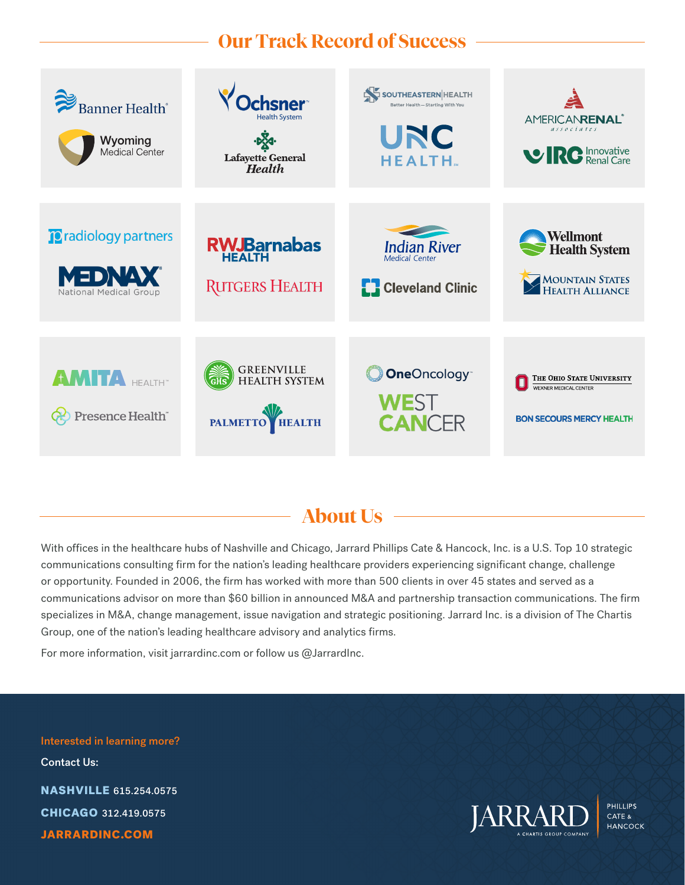## Our Track Record of Success

Banner Health®
Wyoming Medical Center

Ochsner Health System
Lafayette General Health

SOUTHEASTERN HEALTH
Better Health — Starting With You
UNC HEALTH

AMERICAN RENAL® associates
IRC Innovative Renal Care

radiology partners
MEDNAX National Medical Group

RWJBarnabas HEALTH
RUTGERS HEALTH

Indian River Medical Center
Cleveland Clinic

Wellmont Health System
MOUNTAIN STATES HEALTH ALLIANCE

AMITA HEALTH
Presence Health

GREENVILLE HEALTH SYSTEM
PALMETTO HEALTH

OneOncology
WEST CANCER

THE OHIO STATE UNIVERSITY WEXNER MEDICAL CENTER
BON SECOURS MERCY HEALTH

## About Us

With offices in the healthcare hubs of Nashville and Chicago, Jarrard Phillips Cate & Hancock, Inc. is a U.S. Top 10 strategic communications consulting firm for the nation's leading healthcare providers experiencing significant change, challenge or opportunity. Founded in 2006, the firm has worked with more than 500 clients in over 45 states and served as a communications advisor on more than $60 billion in announced M&A and partnership transaction communications. The firm specializes in M&A, change management, issue navigation and strategic positioning. Jarrard Inc. is a division of The Chartis Group, one of the nation's leading healthcare advisory and analytics firms.

For more information, visit jarrardinc.com or follow us @JarrardInc.

Interested in learning more?

**Contact Us:**

**NASHVILLE** 615.254.0575

**CHICAGO** 312.419.0575

**JARRARDINC.COM**

JARRARD PHILLIPS CATE & HANCOCK
A CHARTIS GROUP COMPANY